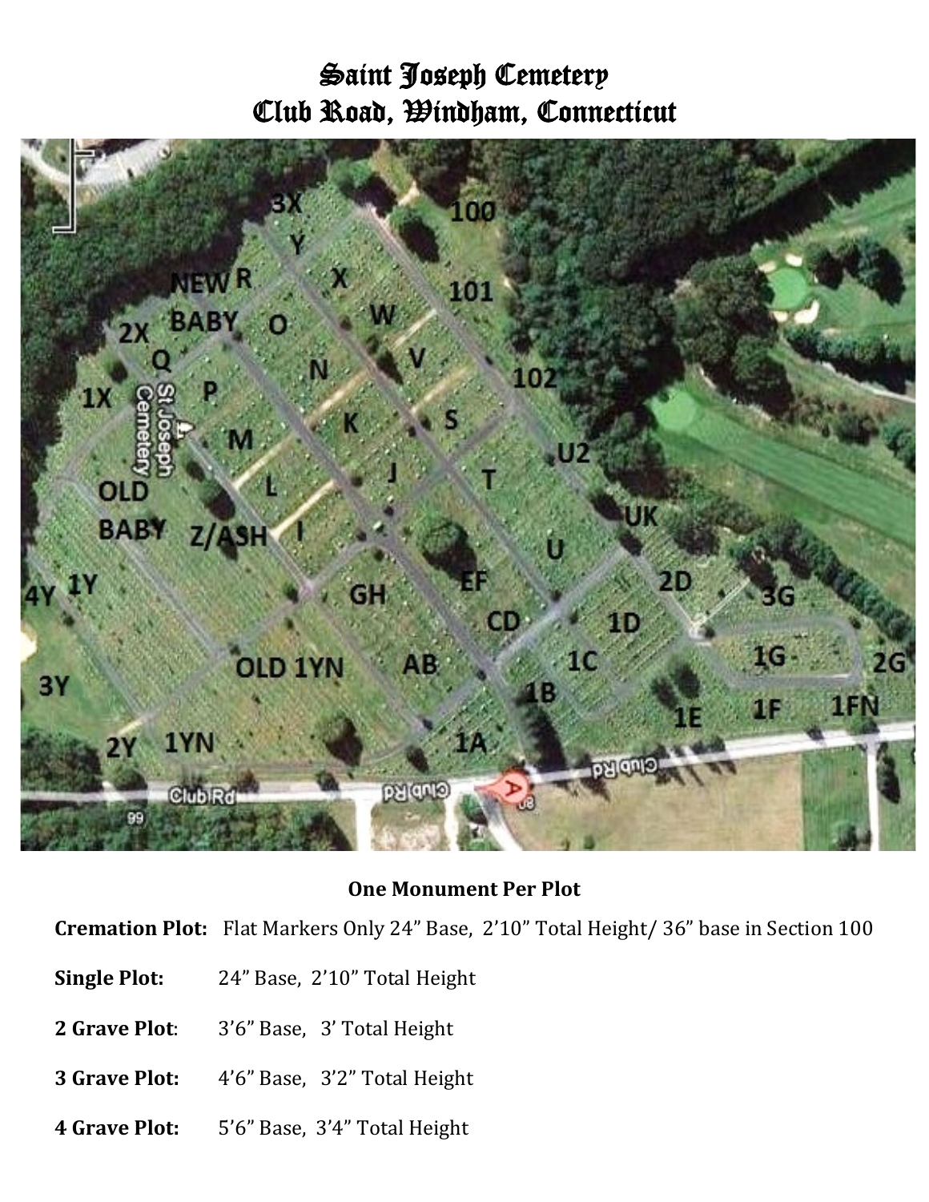# Saint Joseph Cemetery
# Club Road, Windham, Connecticut

**One Monument Per Plot**

**Cremation Plot:** Flat Markers Only 24" Base, 2'10" Total Height/ 36" base in Section 100

**Single Plot:** 24" Base, 2'10" Total Height

**2 Grave Plot**: 3'6" Base, 3' Total Height

**3 Grave Plot:** 4'6" Base, 3'2" Total Height

**4 Grave Plot:** 5'6" Base, 3'4" Total Height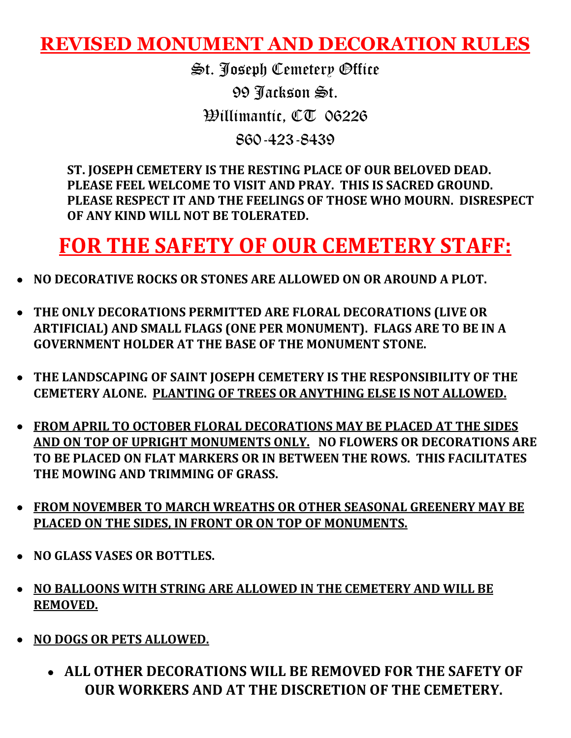# REVISED MONUMENT AND DECORATION RULES

St. Joseph Cemetery Office

99 Jackson St.

Willimantic, CT 06226

860-423-8439

**ST. JOSEPH CEMETERY IS THE RESTING PLACE OF OUR BELOVED DEAD. PLEASE FEEL WELCOME TO VISIT AND PRAY. THIS IS SACRED GROUND. PLEASE RESPECT IT AND THE FEELINGS OF THOSE WHO MOURN. DISRESPECT OF ANY KIND WILL NOT BE TOLERATED.**

## FOR THE SAFETY OF OUR CEMETERY STAFF:

- **NO DECORATIVE ROCKS OR STONES ARE ALLOWED ON OR AROUND A PLOT.**
- **THE ONLY DECORATIONS PERMITTED ARE FLORAL DECORATIONS (LIVE OR ARTIFICIAL) AND SMALL FLAGS (ONE PER MONUMENT). FLAGS ARE TO BE IN A GOVERNMENT HOLDER AT THE BASE OF THE MONUMENT STONE.**
- **THE LANDSCAPING OF SAINT JOSEPH CEMETERY IS THE RESPONSIBILITY OF THE CEMETERY ALONE. PLANTING OF TREES OR ANYTHING ELSE IS NOT ALLOWED.**
- **FROM APRIL TO OCTOBER FLORAL DECORATIONS MAY BE PLACED AT THE SIDES AND ON TOP OF UPRIGHT MONUMENTS ONLY. NO FLOWERS OR DECORATIONS ARE TO BE PLACED ON FLAT MARKERS OR IN BETWEEN THE ROWS. THIS FACILITATES THE MOWING AND TRIMMING OF GRASS.**
- **FROM NOVEMBER TO MARCH WREATHS OR OTHER SEASONAL GREENERY MAY BE PLACED ON THE SIDES, IN FRONT OR ON TOP OF MONUMENTS.**
- **NO GLASS VASES OR BOTTLES.**
- **NO BALLOONS WITH STRING ARE ALLOWED IN THE CEMETERY AND WILL BE REMOVED.**
- **NO DOGS OR PETS ALLOWED.**
- **ALL OTHER DECORATIONS WILL BE REMOVED FOR THE SAFETY OF OUR WORKERS AND AT THE DISCRETION OF THE CEMETERY.**